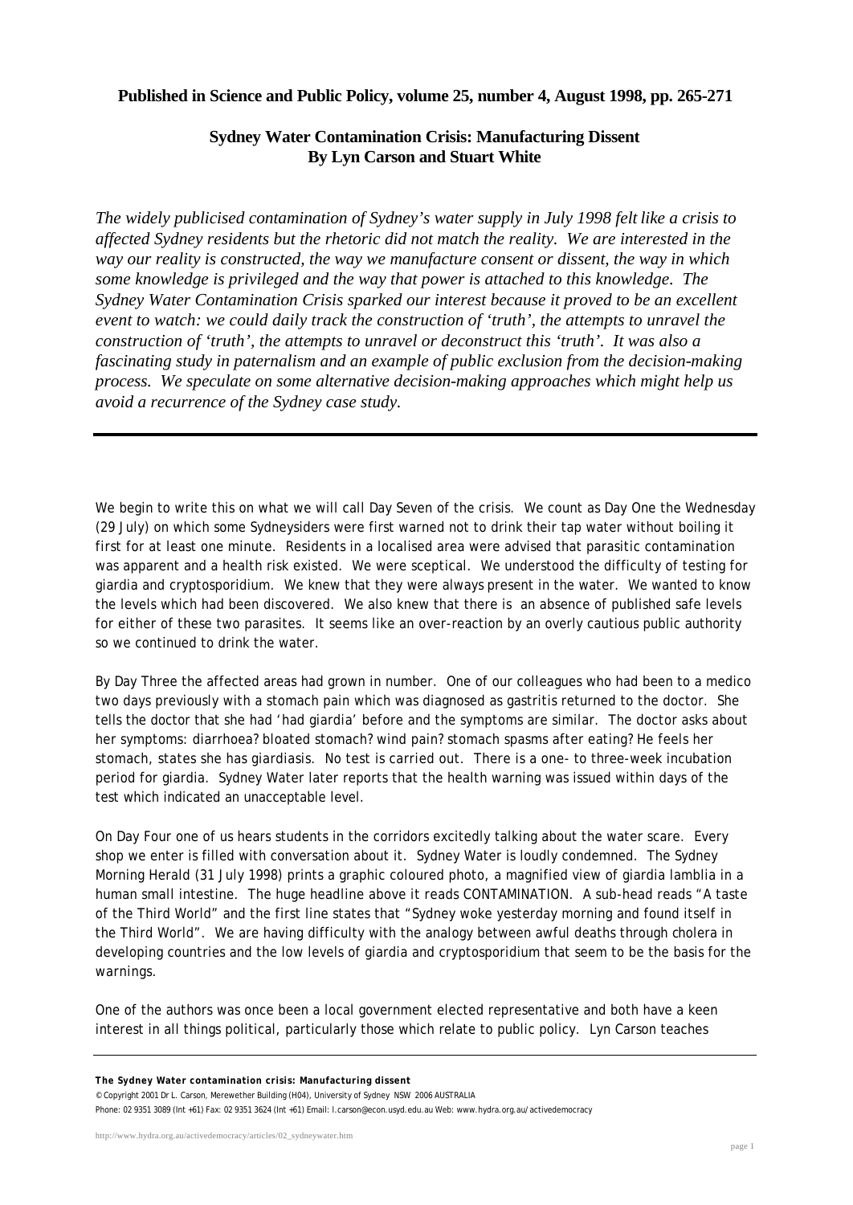**Published in Science and Public Policy, volume 25, number 4, August 1998, pp. 265-271**

# Sydney Water Contamination Crisis: Manufacturing Dissent

**By Lyn Carson and Stuart White**

*The widely publicised contamination of Sydney's water supply in July 1998 felt like a crisis to affected Sydney residents but the rhetoric did not match the reality. We are interested in the way our reality is constructed, the way we manufacture consent or dissent, the way in which some knowledge is privileged and the way that power is attached to this knowledge. The Sydney Water Contamination Crisis sparked our interest because it proved to be an excellent event to watch: we could daily track the construction of 'truth', the attempts to unravel the construction of 'truth', the attempts to unravel or deconstruct this 'truth'. It was also a fascinating study in paternalism and an example of public exclusion from the decision-making process. We speculate on some alternative decision-making approaches which might help us avoid a recurrence of the Sydney case study.*

---

We begin to write this on what we will call Day Seven of the crisis. We count as Day One the Wednesday (29 July) on which some Sydneysiders were first warned not to drink their tap water without boiling it first for at least one minute. Residents in a localised area were advised that parasitic contamination was apparent and a health risk existed. We were sceptical. We understood the difficulty of testing for giardia and cryptosporidium. We knew that they were always present in the water. We wanted to know the levels which had been discovered. We also knew that there is an absence of published safe levels for either of these two parasites. It seems like an over-reaction by an overly cautious public authority so we continued to drink the water.

By Day Three the affected areas had grown in number. One of our colleagues who had been to a medico two days previously with a stomach pain which was diagnosed as gastritis returned to the doctor. She tells the doctor that she had 'had giardia' before and the symptoms are similar. The doctor asks about her symptoms: diarrhoea? bloated stomach? wind pain? stomach spasms after eating? He feels her stomach, states she has giardiasis. No test is carried out. There is a one- to three-week incubation period for giardia. Sydney Water later reports that the health warning was issued within days of the test which indicated an unacceptable level.

On Day Four one of us hears students in the corridors excitedly talking about the water scare. Every shop we enter is filled with conversation about it. Sydney Water is loudly condemned. The Sydney Morning Herald (31 July 1998) prints a graphic coloured photo, a magnified view of giardia lamblia in a human small intestine. The huge headline above it reads CONTAMINATION. A sub-head reads "A taste of the Third World" and the first line states that "Sydney woke yesterday morning and found itself in the Third World". We are having difficulty with the analogy between awful deaths through cholera in developing countries and the low levels of giardia and cryptosporidium that seem to be the basis for the warnings.

One of the authors was once been a local government elected representative and both have a keen interest in all things political, particularly those which relate to public policy. Lyn Carson teaches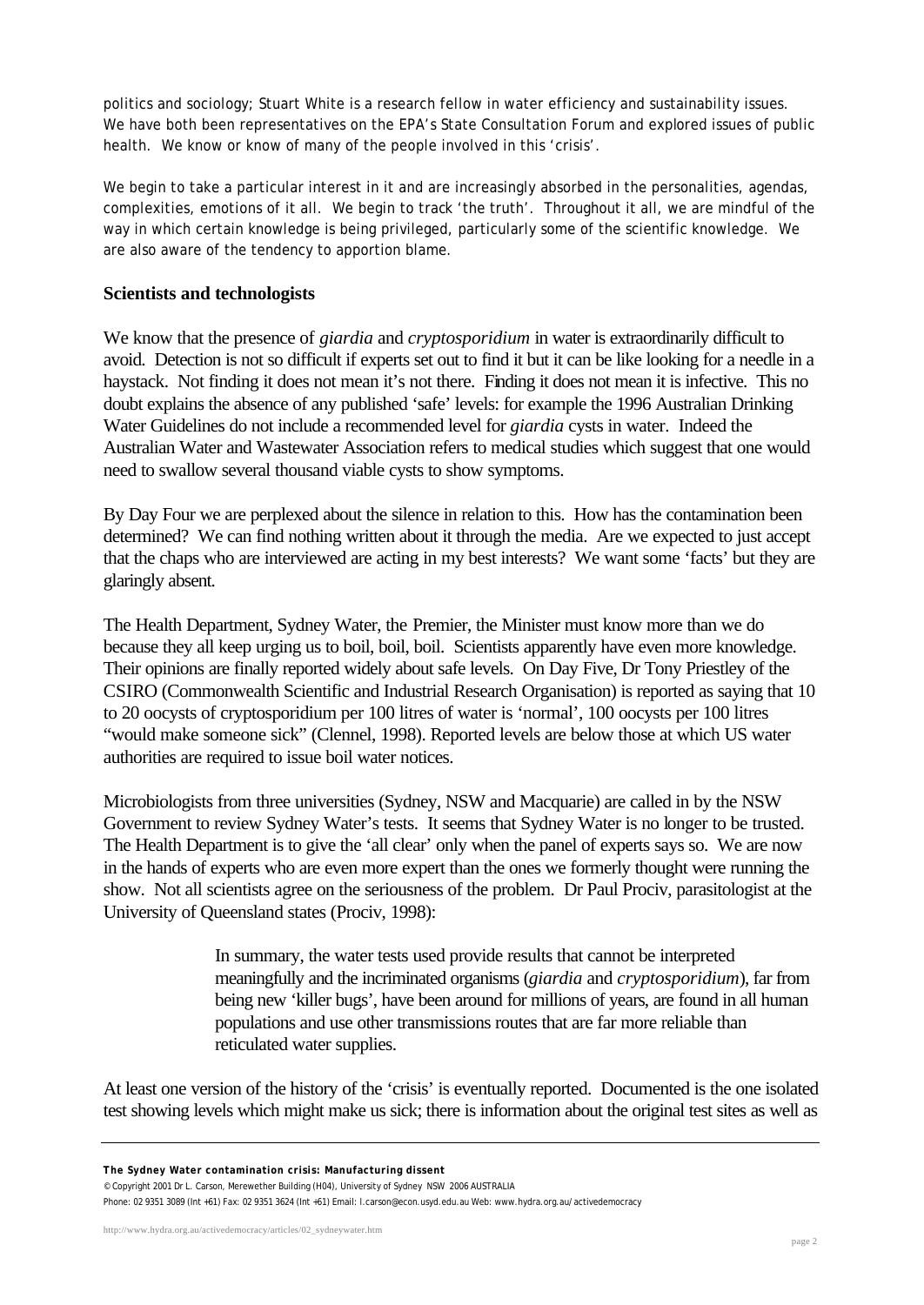politics and sociology; Stuart White is a research fellow in water efficiency and sustainability issues. We have both been representatives on the EPA's State Consultation Forum and explored issues of public health. We know or know of many of the people involved in this 'crisis'.

We begin to take a particular interest in it and are increasingly absorbed in the personalities, agendas, complexities, emotions of it all. We begin to track 'the truth'. Throughout it all, we are mindful of the way in which certain knowledge is being privileged, particularly some of the scientific knowledge. We are also aware of the tendency to apportion blame.

## Scientists and technologists

We know that the presence of *giardia* and *cryptosporidium* in water is extraordinarily difficult to avoid. Detection is not so difficult if experts set out to find it but it can be like looking for a needle in a haystack. Not finding it does not mean it's not there. Finding it does not mean it is infective. This no doubt explains the absence of any published 'safe' levels: for example the 1996 Australian Drinking Water Guidelines do not include a recommended level for *giardia* cysts in water. Indeed the Australian Water and Wastewater Association refers to medical studies which suggest that one would need to swallow several thousand viable cysts to show symptoms.

By Day Four we are perplexed about the silence in relation to this. How has the contamination been determined? We can find nothing written about it through the media. Are we expected to just accept that the chaps who are interviewed are acting in my best interests? We want some 'facts' but they are glaringly absent.

The Health Department, Sydney Water, the Premier, the Minister must know more than we do because they all keep urging us to boil, boil, boil. Scientists apparently have even more knowledge. Their opinions are finally reported widely about safe levels. On Day Five, Dr Tony Priestley of the CSIRO (Commonwealth Scientific and Industrial Research Organisation) is reported as saying that 10 to 20 oocysts of cryptosporidium per 100 litres of water is 'normal', 100 oocysts per 100 litres "would make someone sick" (Clennel, 1998). Reported levels are below those at which US water authorities are required to issue boil water notices.

Microbiologists from three universities (Sydney, NSW and Macquarie) are called in by the NSW Government to review Sydney Water's tests. It seems that Sydney Water is no longer to be trusted. The Health Department is to give the 'all clear' only when the panel of experts says so. We are now in the hands of experts who are even more expert than the ones we formerly thought were running the show. Not all scientists agree on the seriousness of the problem. Dr Paul Prociv, parasitologist at the University of Queensland states (Prociv, 1998):

> In summary, the water tests used provide results that cannot be interpreted meaningfully and the incriminated organisms (*giardia* and *cryptosporidium*), far from being new 'killer bugs', have been around for millions of years, are found in all human populations and use other transmissions routes that are far more reliable than reticulated water supplies.

At least one version of the history of the 'crisis' is eventually reported. Documented is the one isolated test showing levels which might make us sick; there is information about the original test sites as well as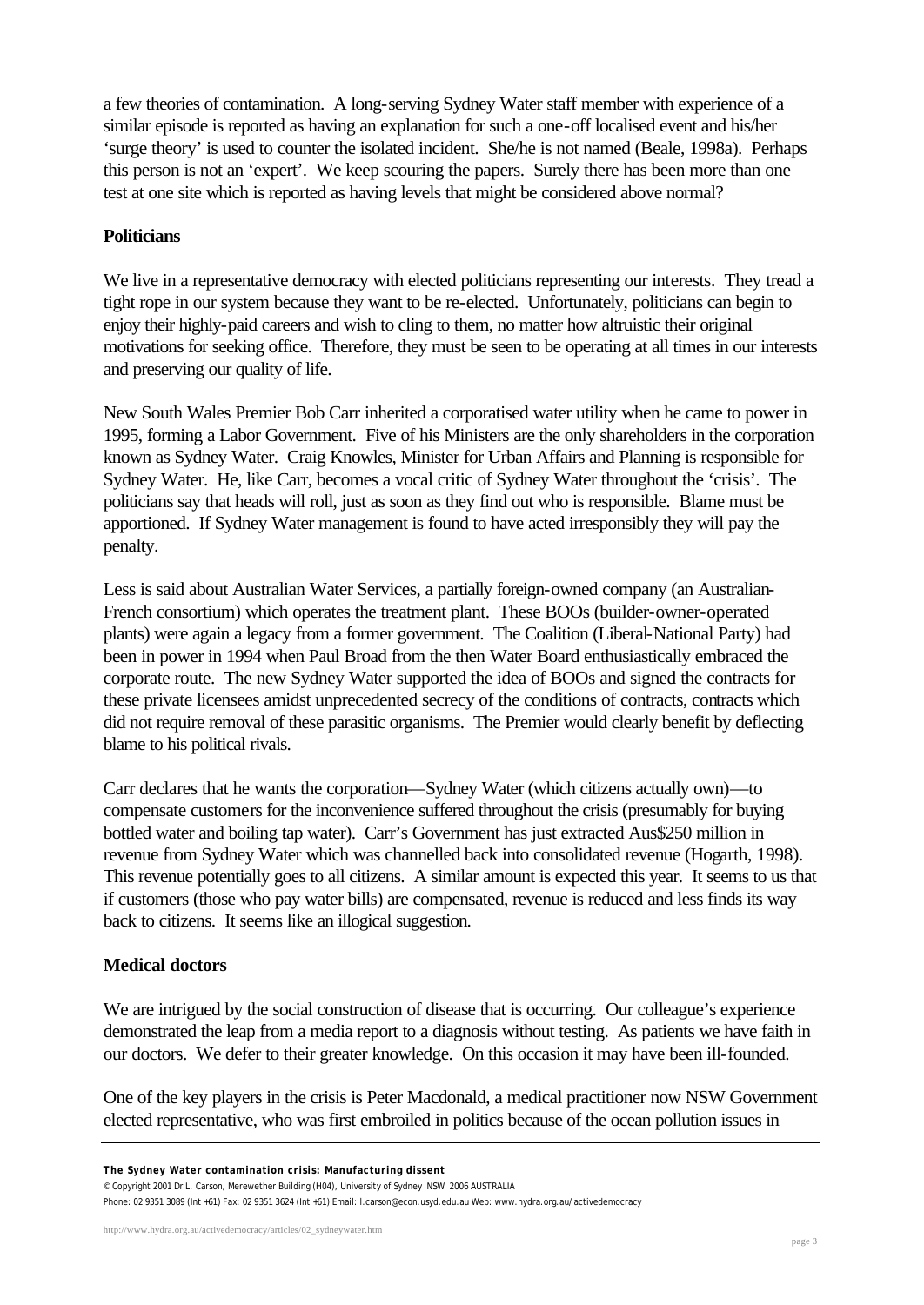a few theories of contamination. A long-serving Sydney Water staff member with experience of a similar episode is reported as having an explanation for such a one-off localised event and his/her 'surge theory' is used to counter the isolated incident. She/he is not named (Beale, 1998a). Perhaps this person is not an 'expert'. We keep scouring the papers. Surely there has been more than one test at one site which is reported as having levels that might be considered above normal?

### Politicians

We live in a representative democracy with elected politicians representing our interests. They tread a tight rope in our system because they want to be re-elected. Unfortunately, politicians can begin to enjoy their highly-paid careers and wish to cling to them, no matter how altruistic their original motivations for seeking office. Therefore, they must be seen to be operating at all times in our interests and preserving our quality of life.

New South Wales Premier Bob Carr inherited a corporatised water utility when he came to power in 1995, forming a Labor Government. Five of his Ministers are the only shareholders in the corporation known as Sydney Water. Craig Knowles, Minister for Urban Affairs and Planning is responsible for Sydney Water. He, like Carr, becomes a vocal critic of Sydney Water throughout the 'crisis'. The politicians say that heads will roll, just as soon as they find out who is responsible. Blame must be apportioned. If Sydney Water management is found to have acted irresponsibly they will pay the penalty.

Less is said about Australian Water Services, a partially foreign-owned company (an Australian-French consortium) which operates the treatment plant. These BOOs (builder-owner-operated plants) were again a legacy from a former government. The Coalition (Liberal-National Party) had been in power in 1994 when Paul Broad from the then Water Board enthusiastically embraced the corporate route. The new Sydney Water supported the idea of BOOs and signed the contracts for these private licensees amidst unprecedented secrecy of the conditions of contracts, contracts which did not require removal of these parasitic organisms. The Premier would clearly benefit by deflecting blame to his political rivals.

Carr declares that he wants the corporation—Sydney Water (which citizens actually own)—to compensate customers for the inconvenience suffered throughout the crisis (presumably for buying bottled water and boiling tap water). Carr's Government has just extracted Aus$250 million in revenue from Sydney Water which was channelled back into consolidated revenue (Hogarth, 1998). This revenue potentially goes to all citizens. A similar amount is expected this year. It seems to us that if customers (those who pay water bills) are compensated, revenue is reduced and less finds its way back to citizens. It seems like an illogical suggestion.

### Medical doctors

We are intrigued by the social construction of disease that is occurring. Our colleague's experience demonstrated the leap from a media report to a diagnosis without testing. As patients we have faith in our doctors. We defer to their greater knowledge. On this occasion it may have been ill-founded.

One of the key players in the crisis is Peter Macdonald, a medical practitioner now NSW Government elected representative, who was first embroiled in politics because of the ocean pollution issues in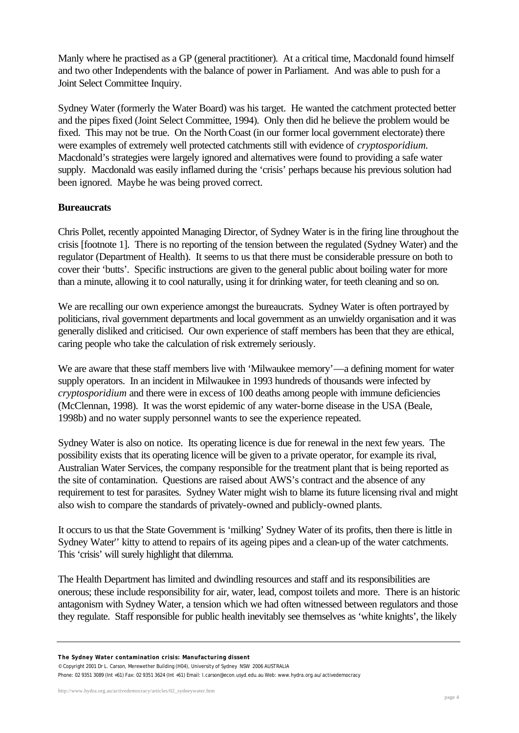Manly where he practised as a GP (general practitioner). At a critical time, Macdonald found himself and two other Independents with the balance of power in Parliament. And was able to push for a Joint Select Committee Inquiry.

Sydney Water (formerly the Water Board) was his target. He wanted the catchment protected better and the pipes fixed (Joint Select Committee, 1994). Only then did he believe the problem would be fixed. This may not be true. On the North Coast (in our former local government electorate) there were examples of extremely well protected catchments still with evidence of *cryptosporidium*. Macdonald's strategies were largely ignored and alternatives were found to providing a safe water supply. Macdonald was easily inflamed during the 'crisis' perhaps because his previous solution had been ignored. Maybe he was being proved correct.

### Bureaucrats

Chris Pollet, recently appointed Managing Director, of Sydney Water is in the firing line throughout the crisis [footnote 1]. There is no reporting of the tension between the regulated (Sydney Water) and the regulator (Department of Health). It seems to us that there must be considerable pressure on both to cover their 'butts'. Specific instructions are given to the general public about boiling water for more than a minute, allowing it to cool naturally, using it for drinking water, for teeth cleaning and so on.

We are recalling our own experience amongst the bureaucrats. Sydney Water is often portrayed by politicians, rival government departments and local government as an unwieldy organisation and it was generally disliked and criticised. Our own experience of staff members has been that they are ethical, caring people who take the calculation of risk extremely seriously.

We are aware that these staff members live with 'Milwaukee memory'—a defining moment for water supply operators. In an incident in Milwaukee in 1993 hundreds of thousands were infected by *cryptosporidium* and there were in excess of 100 deaths among people with immune deficiencies (McClennan, 1998). It was the worst epidemic of any water-borne disease in the USA (Beale, 1998b) and no water supply personnel wants to see the experience repeated.

Sydney Water is also on notice. Its operating licence is due for renewal in the next few years. The possibility exists that its operating licence will be given to a private operator, for example its rival, Australian Water Services, the company responsible for the treatment plant that is being reported as the site of contamination. Questions are raised about AWS's contract and the absence of any requirement to test for parasites. Sydney Water might wish to blame its future licensing rival and might also wish to compare the standards of privately-owned and publicly-owned plants.

It occurs to us that the State Government is 'milking' Sydney Water of its profits, then there is little in Sydney Water'' kitty to attend to repairs of its ageing pipes and a clean-up of the water catchments. This 'crisis' will surely highlight that dilemma.

The Health Department has limited and dwindling resources and staff and its responsibilities are onerous; these include responsibility for air, water, lead, compost toilets and more. There is an historic antagonism with Sydney Water, a tension which we had often witnessed between regulators and those they regulate. Staff responsible for public health inevitably see themselves as 'white knights', the likely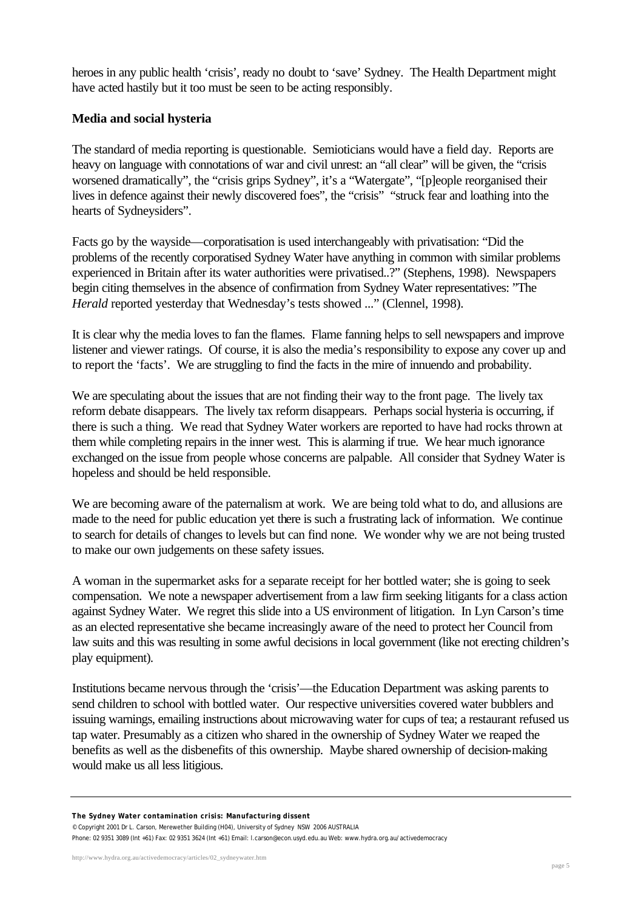heroes in any public health 'crisis', ready no doubt to 'save' Sydney. The Health Department might have acted hastily but it too must be seen to be acting responsibly.

**Media and social hysteria**

The standard of media reporting is questionable. Semioticians would have a field day. Reports are heavy on language with connotations of war and civil unrest: an "all clear" will be given, the "crisis worsened dramatically", the "crisis grips Sydney", it's a "Watergate", "[p]eople reorganised their lives in defence against their newly discovered foes", the "crisis" "struck fear and loathing into the hearts of Sydneysiders".

Facts go by the wayside—corporatisation is used interchangeably with privatisation: "Did the problems of the recently corporatised Sydney Water have anything in common with similar problems experienced in Britain after its water authorities were privatised..?" (Stephens, 1998). Newspapers begin citing themselves in the absence of confirmation from Sydney Water representatives: "The *Herald* reported yesterday that Wednesday's tests showed ..." (Clennel, 1998).

It is clear why the media loves to fan the flames. Flame fanning helps to sell newspapers and improve listener and viewer ratings. Of course, it is also the media's responsibility to expose any cover up and to report the 'facts'. We are struggling to find the facts in the mire of innuendo and probability.

We are speculating about the issues that are not finding their way to the front page. The lively tax reform debate disappears. The lively tax reform disappears. Perhaps social hysteria is occurring, if there is such a thing. We read that Sydney Water workers are reported to have had rocks thrown at them while completing repairs in the inner west. This is alarming if true. We hear much ignorance exchanged on the issue from people whose concerns are palpable. All consider that Sydney Water is hopeless and should be held responsible.

We are becoming aware of the paternalism at work. We are being told what to do, and allusions are made to the need for public education yet there is such a frustrating lack of information. We continue to search for details of changes to levels but can find none. We wonder why we are not being trusted to make our own judgements on these safety issues.

A woman in the supermarket asks for a separate receipt for her bottled water; she is going to seek compensation. We note a newspaper advertisement from a law firm seeking litigants for a class action against Sydney Water. We regret this slide into a US environment of litigation. In Lyn Carson's time as an elected representative she became increasingly aware of the need to protect her Council from law suits and this was resulting in some awful decisions in local government (like not erecting children's play equipment).

Institutions became nervous through the 'crisis'—the Education Department was asking parents to send children to school with bottled water. Our respective universities covered water bubblers and issuing warnings, emailing instructions about microwaving water for cups of tea; a restaurant refused us tap water. Presumably as a citizen who shared in the ownership of Sydney Water we reaped the benefits as well as the disbenefits of this ownership. Maybe shared ownership of decision-making would make us all less litigious.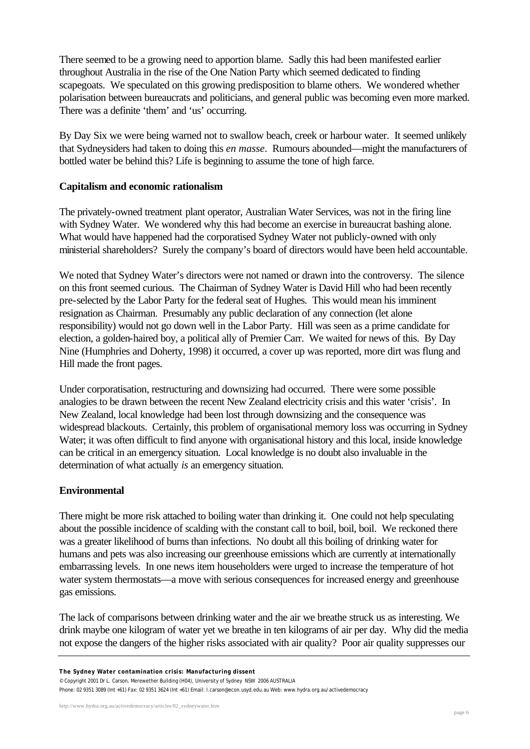There seemed to be a growing need to apportion blame. Sadly this had been manifested earlier throughout Australia in the rise of the One Nation Party which seemed dedicated to finding scapegoats. We speculated on this growing predisposition to blame others. We wondered whether polarisation between bureaucrats and politicians, and general public was becoming even more marked. There was a definite 'them' and 'us' occurring.

By Day Six we were being warned not to swallow beach, creek or harbour water. It seemed unlikely that Sydneysiders had taken to doing this *en masse*. Rumours abounded—might the manufacturers of bottled water be behind this? Life is beginning to assume the tone of high farce.

**Capitalism and economic rationalism**

The privately-owned treatment plant operator, Australian Water Services, was not in the firing line with Sydney Water. We wondered why this had become an exercise in bureaucrat bashing alone. What would have happened had the corporatised Sydney Water not publicly-owned with only ministerial shareholders? Surely the company's board of directors would have been held accountable.

We noted that Sydney Water's directors were not named or drawn into the controversy. The silence on this front seemed curious. The Chairman of Sydney Water is David Hill who had been recently pre-selected by the Labor Party for the federal seat of Hughes. This would mean his imminent resignation as Chairman. Presumably any public declaration of any connection (let alone responsibility) would not go down well in the Labor Party. Hill was seen as a prime candidate for election, a golden-haired boy, a political ally of Premier Carr. We waited for news of this. By Day Nine (Humphries and Doherty, 1998) it occurred, a cover up was reported, more dirt was flung and Hill made the front pages.

Under corporatisation, restructuring and downsizing had occurred. There were some possible analogies to be drawn between the recent New Zealand electricity crisis and this water 'crisis'. In New Zealand, local knowledge had been lost through downsizing and the consequence was widespread blackouts. Certainly, this problem of organisational memory loss was occurring in Sydney Water; it was often difficult to find anyone with organisational history and this local, inside knowledge can be critical in an emergency situation. Local knowledge is no doubt also invaluable in the determination of what actually *is* an emergency situation.

**Environmental**

There might be more risk attached to boiling water than drinking it. One could not help speculating about the possible incidence of scalding with the constant call to boil, boil, boil. We reckoned there was a greater likelihood of burns than infections. No doubt all this boiling of drinking water for humans and pets was also increasing our greenhouse emissions which are currently at internationally embarrassing levels. In one news item householders were urged to increase the temperature of hot water system thermostats—a move with serious consequences for increased energy and greenhouse gas emissions.

The lack of comparisons between drinking water and the air we breathe struck us as interesting. We drink maybe one kilogram of water yet we breathe in ten kilograms of air per day. Why did the media not expose the dangers of the higher risks associated with air quality? Poor air quality suppresses our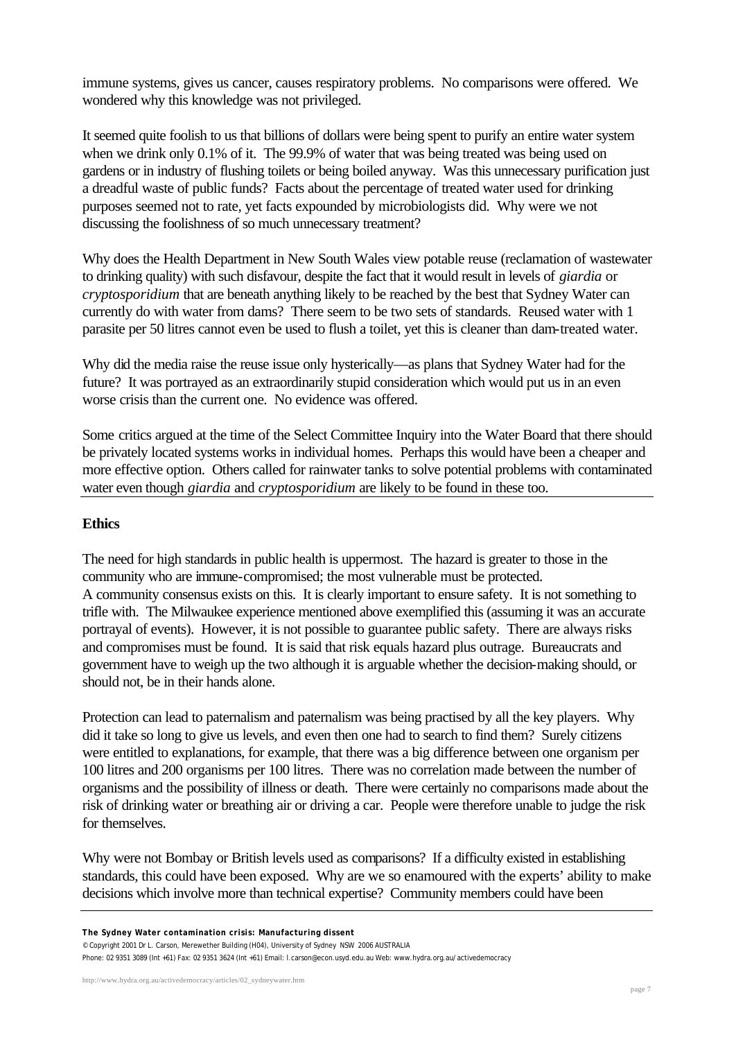immune systems, gives us cancer, causes respiratory problems. No comparisons were offered. We wondered why this knowledge was not privileged.

It seemed quite foolish to us that billions of dollars were being spent to purify an entire water system when we drink only 0.1% of it. The 99.9% of water that was being treated was being used on gardens or in industry of flushing toilets or being boiled anyway. Was this unnecessary purification just a dreadful waste of public funds? Facts about the percentage of treated water used for drinking purposes seemed not to rate, yet facts expounded by microbiologists did. Why were we not discussing the foolishness of so much unnecessary treatment?

Why does the Health Department in New South Wales view potable reuse (reclamation of wastewater to drinking quality) with such disfavour, despite the fact that it would result in levels of *giardia* or *cryptosporidium* that are beneath anything likely to be reached by the best that Sydney Water can currently do with water from dams? There seem to be two sets of standards. Reused water with 1 parasite per 50 litres cannot even be used to flush a toilet, yet this is cleaner than dam-treated water.

Why did the media raise the reuse issue only hysterically—as plans that Sydney Water had for the future? It was portrayed as an extraordinarily stupid consideration which would put us in an even worse crisis than the current one. No evidence was offered.

Some critics argued at the time of the Select Committee Inquiry into the Water Board that there should be privately located systems works in individual homes. Perhaps this would have been a cheaper and more effective option. Others called for rainwater tanks to solve potential problems with contaminated water even though *giardia* and *cryptosporidium* are likely to be found in these too.

## Ethics

The need for high standards in public health is uppermost. The hazard is greater to those in the community who are immune-compromised; the most vulnerable must be protected.
A community consensus exists on this. It is clearly important to ensure safety. It is not something to trifle with. The Milwaukee experience mentioned above exemplified this (assuming it was an accurate portrayal of events). However, it is not possible to guarantee public safety. There are always risks and compromises must be found. It is said that risk equals hazard plus outrage. Bureaucrats and government have to weigh up the two although it is arguable whether the decision-making should, or should not, be in their hands alone.

Protection can lead to paternalism and paternalism was being practised by all the key players. Why did it take so long to give us levels, and even then one had to search to find them? Surely citizens were entitled to explanations, for example, that there was a big difference between one organism per 100 litres and 200 organisms per 100 litres. There was no correlation made between the number of organisms and the possibility of illness or death. There were certainly no comparisons made about the risk of drinking water or breathing air or driving a car. People were therefore unable to judge the risk for themselves.

Why were not Bombay or British levels used as comparisons? If a difficulty existed in establishing standards, this could have been exposed. Why are we so enamoured with the experts' ability to make decisions which involve more than technical expertise? Community members could have been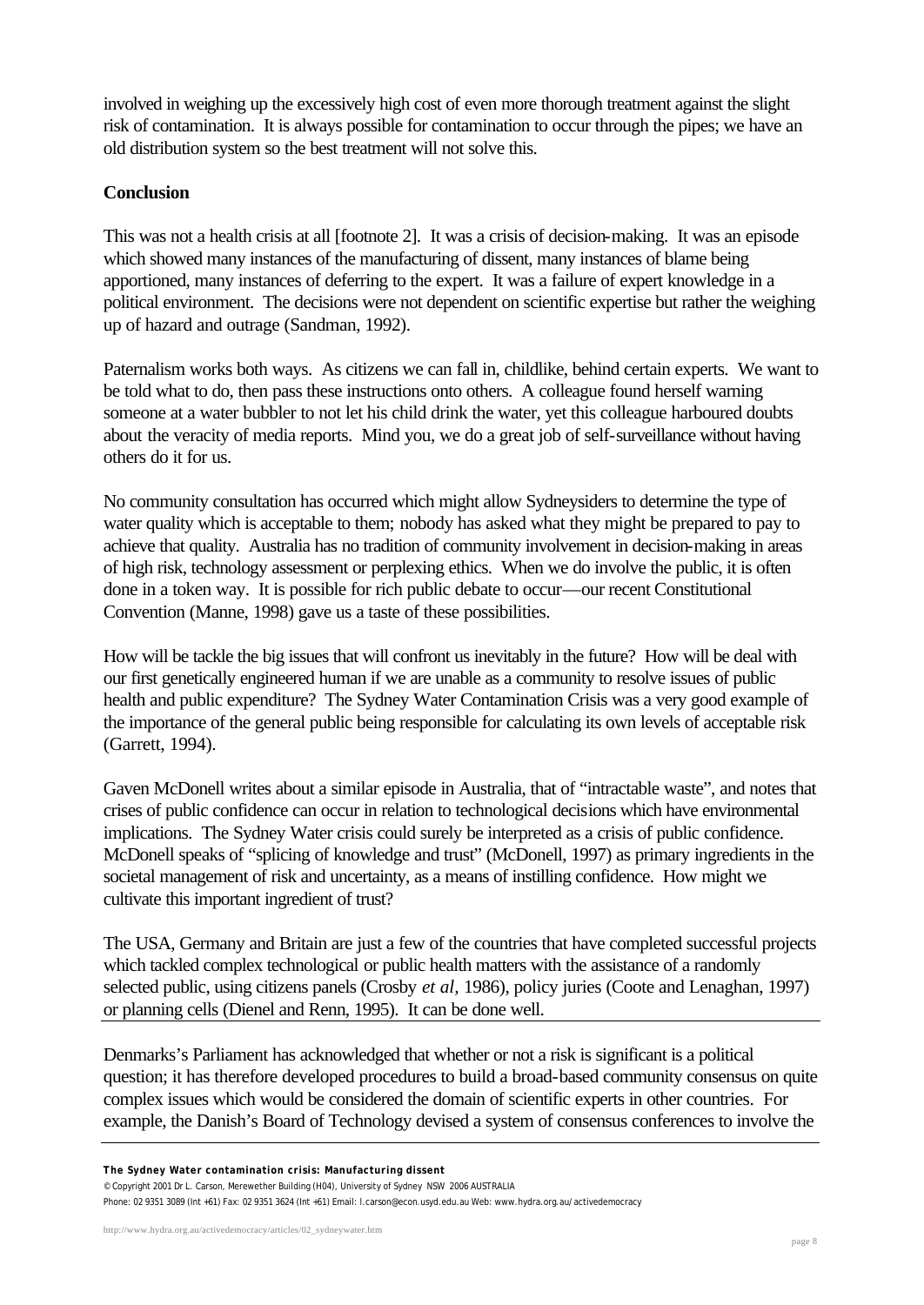involved in weighing up the excessively high cost of even more thorough treatment against the slight risk of contamination. It is always possible for contamination to occur through the pipes; we have an old distribution system so the best treatment will not solve this.

## Conclusion

This was not a health crisis at all [footnote 2]. It was a crisis of decision-making. It was an episode which showed many instances of the manufacturing of dissent, many instances of blame being apportioned, many instances of deferring to the expert. It was a failure of expert knowledge in a political environment. The decisions were not dependent on scientific expertise but rather the weighing up of hazard and outrage (Sandman, 1992).

Paternalism works both ways. As citizens we can fall in, childlike, behind certain experts. We want to be told what to do, then pass these instructions onto others. A colleague found herself warning someone at a water bubbler to not let his child drink the water, yet this colleague harboured doubts about the veracity of media reports. Mind you, we do a great job of self-surveillance without having others do it for us.

No community consultation has occurred which might allow Sydneysiders to determine the type of water quality which is acceptable to them; nobody has asked what they might be prepared to pay to achieve that quality. Australia has no tradition of community involvement in decision-making in areas of high risk, technology assessment or perplexing ethics. When we do involve the public, it is often done in a token way. It is possible for rich public debate to occur—our recent Constitutional Convention (Manne, 1998) gave us a taste of these possibilities.

How will be tackle the big issues that will confront us inevitably in the future? How will be deal with our first genetically engineered human if we are unable as a community to resolve issues of public health and public expenditure? The Sydney Water Contamination Crisis was a very good example of the importance of the general public being responsible for calculating its own levels of acceptable risk (Garrett, 1994).

Gaven McDonell writes about a similar episode in Australia, that of "intractable waste", and notes that crises of public confidence can occur in relation to technological decisions which have environmental implications. The Sydney Water crisis could surely be interpreted as a crisis of public confidence. McDonell speaks of "splicing of knowledge and trust" (McDonell, 1997) as primary ingredients in the societal management of risk and uncertainty, as a means of instilling confidence. How might we cultivate this important ingredient of trust?

The USA, Germany and Britain are just a few of the countries that have completed successful projects which tackled complex technological or public health matters with the assistance of a randomly selected public, using citizens panels (Crosby *et al*, 1986), policy juries (Coote and Lenaghan, 1997) or planning cells (Dienel and Renn, 1995). It can be done well.

Denmarks's Parliament has acknowledged that whether or not a risk is significant is a political question; it has therefore developed procedures to build a broad-based community consensus on quite complex issues which would be considered the domain of scientific experts in other countries. For example, the Danish's Board of Technology devised a system of consensus conferences to involve the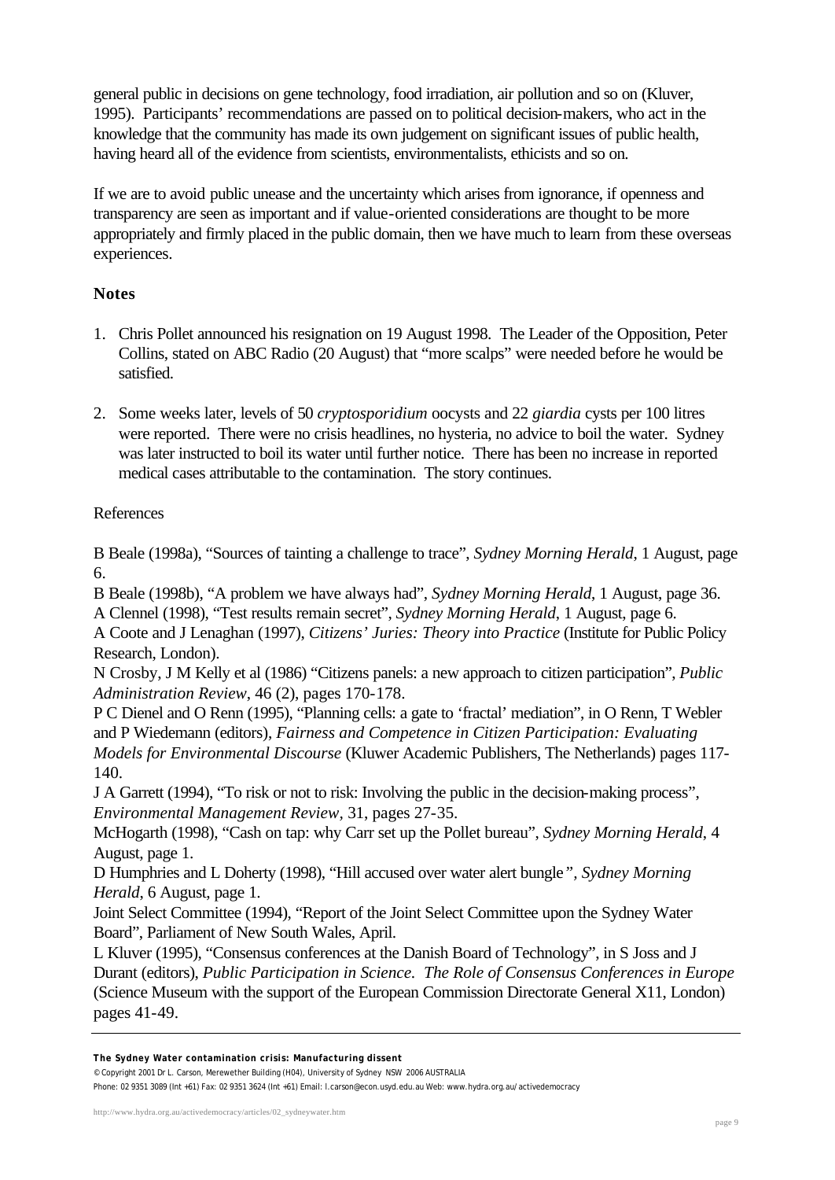general public in decisions on gene technology, food irradiation, air pollution and so on (Kluver, 1995). Participants' recommendations are passed on to political decision-makers, who act in the knowledge that the community has made its own judgement on significant issues of public health, having heard all of the evidence from scientists, environmentalists, ethicists and so on.

If we are to avoid public unease and the uncertainty which arises from ignorance, if openness and transparency are seen as important and if value-oriented considerations are thought to be more appropriately and firmly placed in the public domain, then we have much to learn from these overseas experiences.

### Notes

1. Chris Pollet announced his resignation on 19 August 1998. The Leader of the Opposition, Peter Collins, stated on ABC Radio (20 August) that "more scalps" were needed before he would be satisfied.

2. Some weeks later, levels of 50 *cryptosporidium* oocysts and 22 *giardia* cysts per 100 litres were reported. There were no crisis headlines, no hysteria, no advice to boil the water. Sydney was later instructed to boil its water until further notice. There has been no increase in reported medical cases attributable to the contamination. The story continues.

References

B Beale (1998a), "Sources of tainting a challenge to trace", *Sydney Morning Herald*, 1 August, page 6.

B Beale (1998b), "A problem we have always had", *Sydney Morning Herald*, 1 August, page 36.

A Clennel (1998), "Test results remain secret", *Sydney Morning Herald*, 1 August, page 6.

A Coote and J Lenaghan (1997), *Citizens' Juries: Theory into Practice* (Institute for Public Policy Research, London).

N Crosby, J M Kelly et al (1986) "Citizens panels: a new approach to citizen participation", *Public Administration Review*, 46 (2), pages 170-178.

P C Dienel and O Renn (1995), "Planning cells: a gate to 'fractal' mediation", in O Renn, T Webler and P Wiedemann (editors), *Fairness and Competence in Citizen Participation: Evaluating Models for Environmental Discourse* (Kluwer Academic Publishers, The Netherlands) pages 117-140.

J A Garrett (1994), "To risk or not to risk: Involving the public in the decision-making process", *Environmental Management Review*, 31, pages 27-35.

McHogarth (1998), "Cash on tap: why Carr set up the Pollet bureau", *Sydney Morning Herald*, 4 August, page 1.

D Humphries and L Doherty (1998), "Hill accused over water alert bungle", *Sydney Morning Herald*, 6 August, page 1.

Joint Select Committee (1994), "Report of the Joint Select Committee upon the Sydney Water Board", Parliament of New South Wales, April.

L Kluver (1995), "Consensus conferences at the Danish Board of Technology", in S Joss and J Durant (editors), *Public Participation in Science. The Role of Consensus Conferences in Europe* (Science Museum with the support of the European Commission Directorate General X11, London) pages 41-49.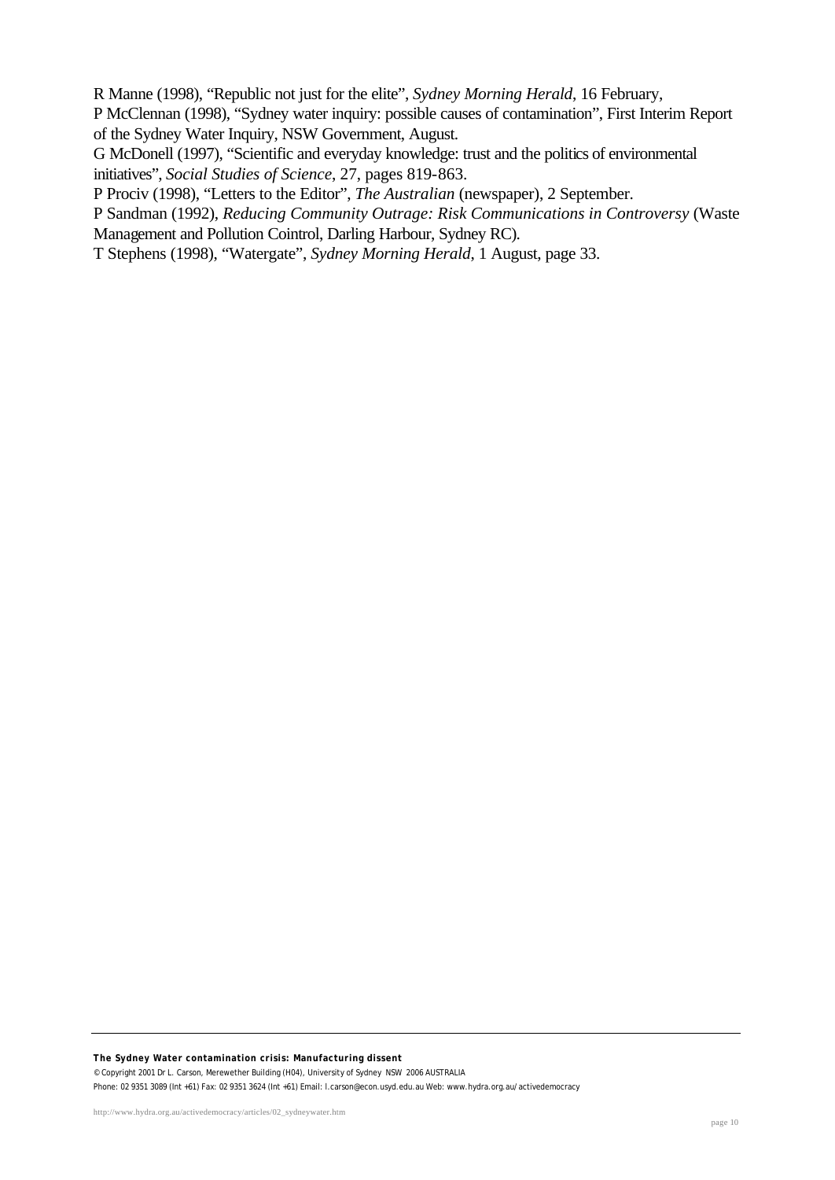R Manne (1998), "Republic not just for the elite", *Sydney Morning Herald*, 16 February,

P McClennan (1998), "Sydney water inquiry: possible causes of contamination", First Interim Report of the Sydney Water Inquiry, NSW Government, August.

G McDonell (1997), "Scientific and everyday knowledge: trust and the politics of environmental initiatives", *Social Studies of Science*, 27, pages 819-863.

P Prociv (1998), "Letters to the Editor", *The Australian* (newspaper), 2 September.

P Sandman (1992), *Reducing Community Outrage: Risk Communications in Controversy* (Waste Management and Pollution Cointrol, Darling Harbour, Sydney RC).

T Stephens (1998), "Watergate", *Sydney Morning Herald*, 1 August, page 33.